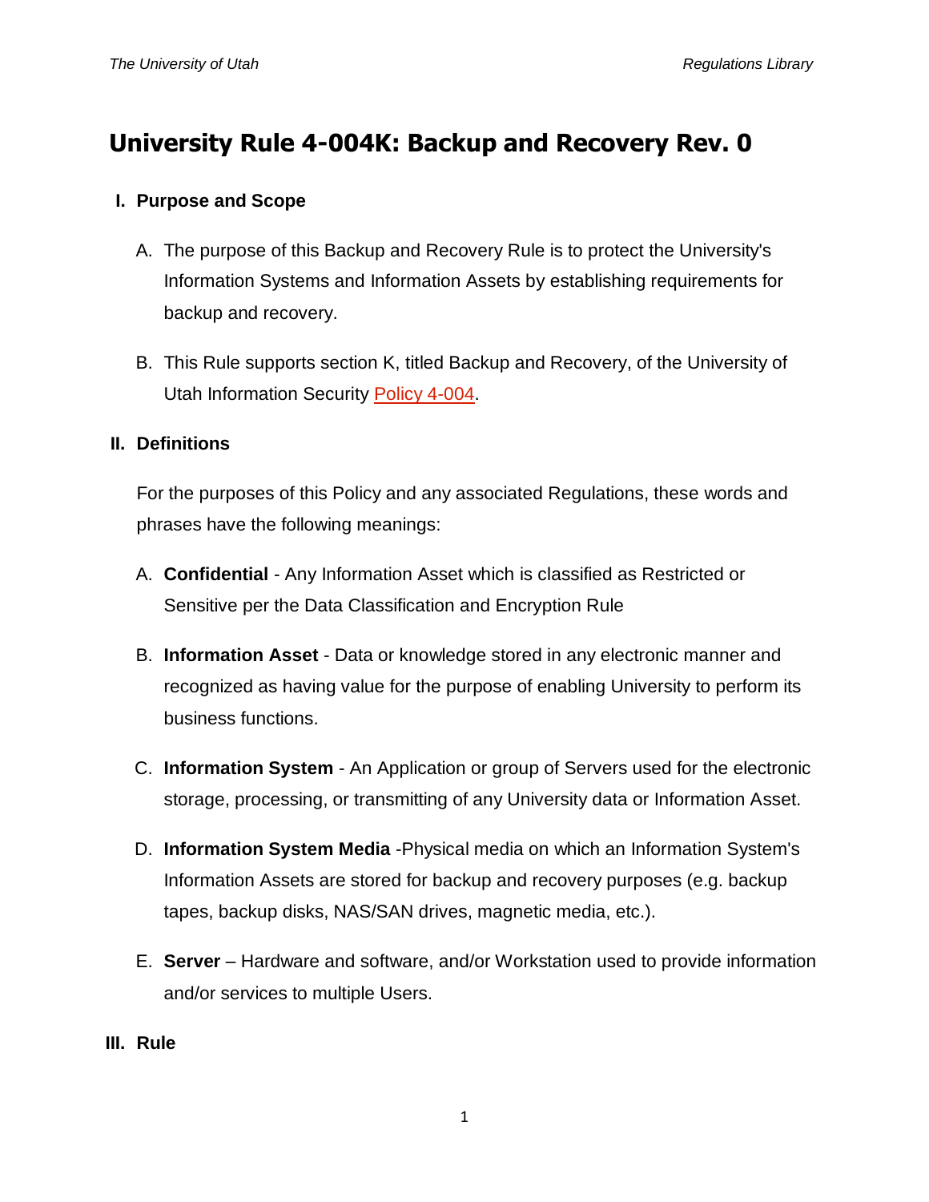# University Rule 4-004K: Backup and Recovery Rev. 0

## I. Purpose and Scope

A. The purpose of this Backup and Recovery Rule is to protect the University's Information Systems and Information Assets by establishing requirements for backup and recovery.

B. This Rule supports section K, titled Backup and Recovery, of the University of Utah Information Security Policy 4-004.

## II. Definitions

For the purposes of this Policy and any associated Regulations, these words and phrases have the following meanings:

A. **Confidential** - Any Information Asset which is classified as Restricted or Sensitive per the Data Classification and Encryption Rule

B. **Information Asset** - Data or knowledge stored in any electronic manner and recognized as having value for the purpose of enabling University to perform its business functions.

C. **Information System** - An Application or group of Servers used for the electronic storage, processing, or transmitting of any University data or Information Asset.

D. **Information System Media** -Physical media on which an Information System's Information Assets are stored for backup and recovery purposes (e.g. backup tapes, backup disks, NAS/SAN drives, magnetic media, etc.).

E. **Server** – Hardware and software, and/or Workstation used to provide information and/or services to multiple Users.

## III. Rule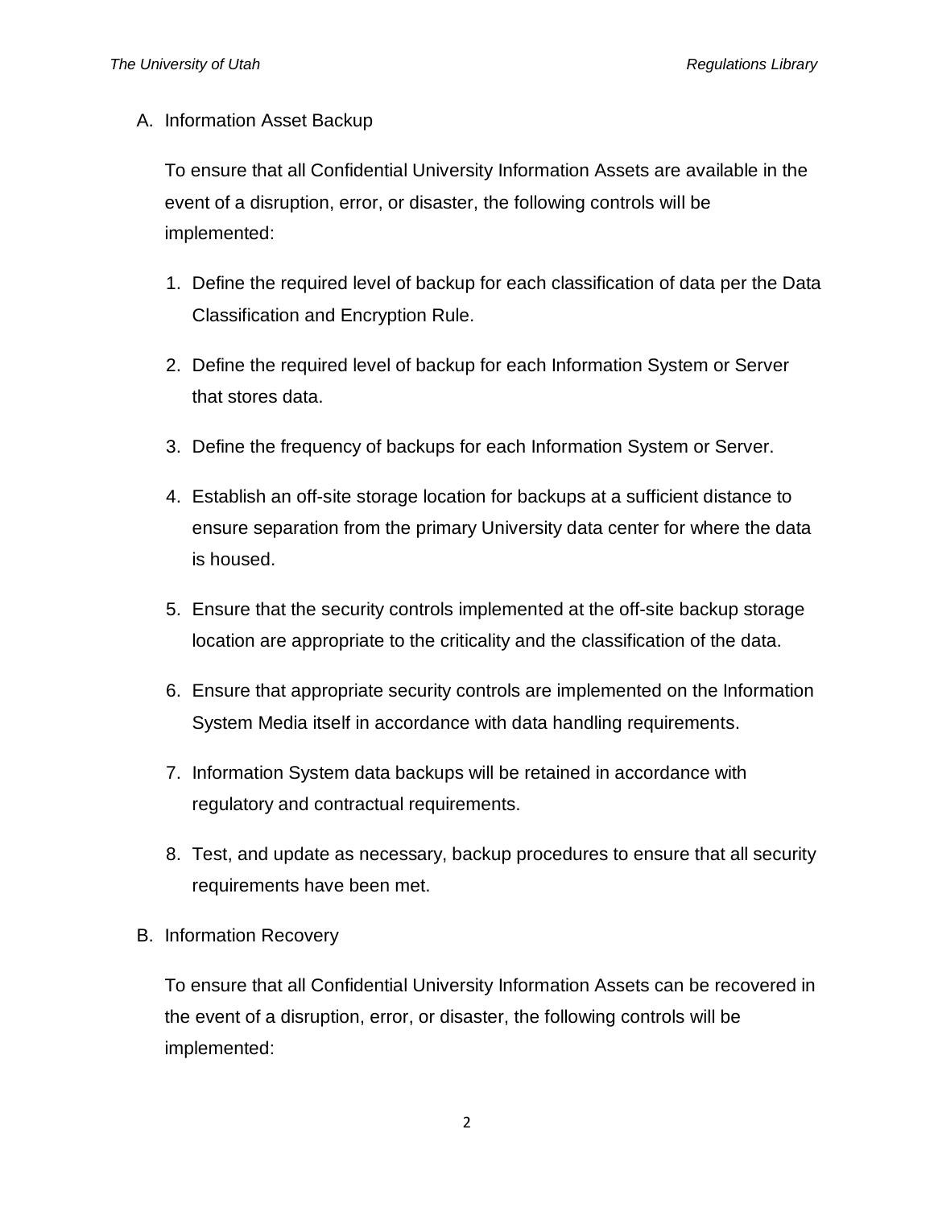A. Information Asset Backup

   To ensure that all Confidential University Information Assets are available in the event of a disruption, error, or disaster, the following controls will be implemented:

   1. Define the required level of backup for each classification of data per the Data Classification and Encryption Rule.

   2. Define the required level of backup for each Information System or Server that stores data.

   3. Define the frequency of backups for each Information System or Server.

   4. Establish an off-site storage location for backups at a sufficient distance to ensure separation from the primary University data center for where the data is housed.

   5. Ensure that the security controls implemented at the off-site backup storage location are appropriate to the criticality and the classification of the data.

   6. Ensure that appropriate security controls are implemented on the Information System Media itself in accordance with data handling requirements.

   7. Information System data backups will be retained in accordance with regulatory and contractual requirements.

   8. Test, and update as necessary, backup procedures to ensure that all security requirements have been met.

B. Information Recovery

   To ensure that all Confidential University Information Assets can be recovered in the event of a disruption, error, or disaster, the following controls will be implemented: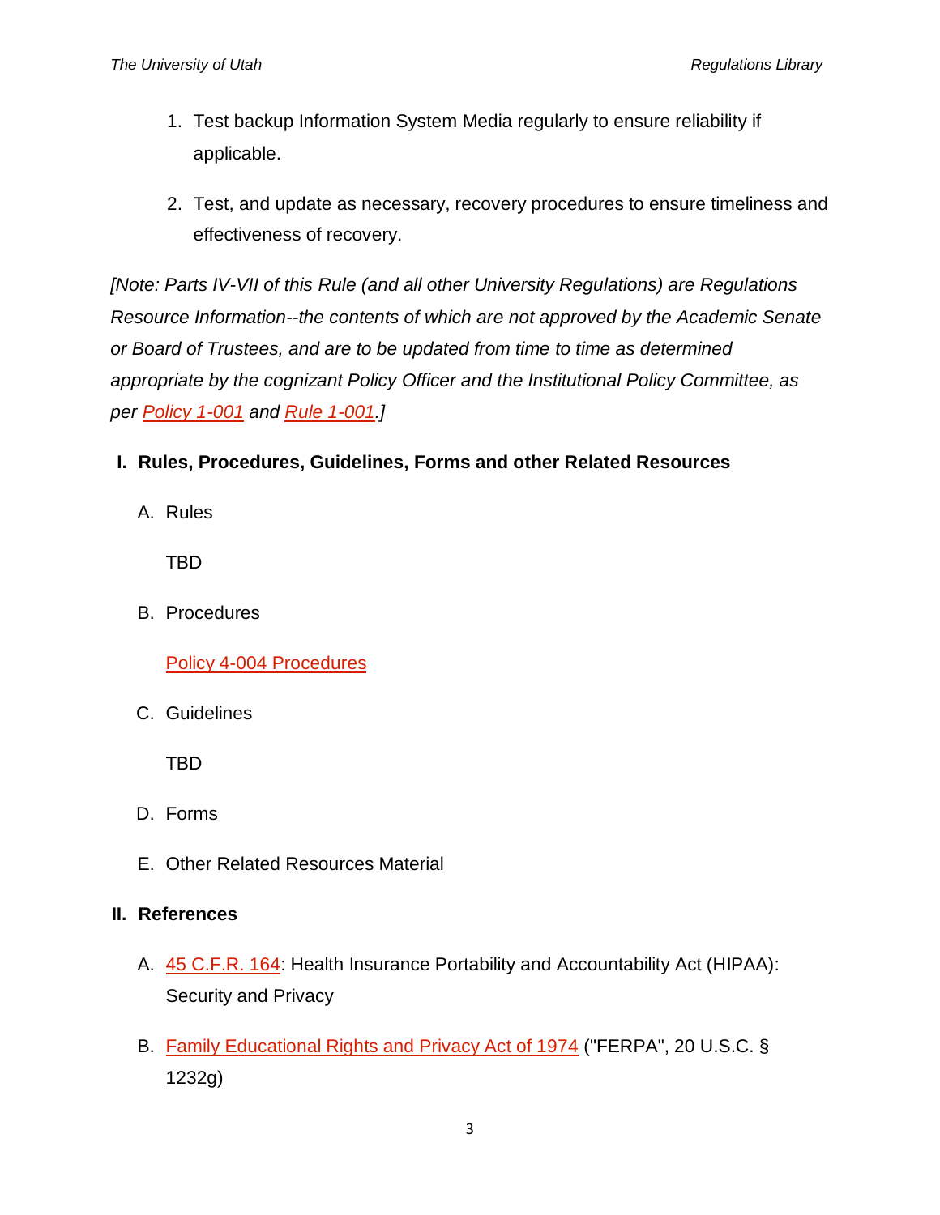1. Test backup Information System Media regularly to ensure reliability if applicable.

2. Test, and update as necessary, recovery procedures to ensure timeliness and effectiveness of recovery.

*[Note: Parts IV-VII of this Rule (and all other University Regulations) are Regulations Resource Information--the contents of which are not approved by the Academic Senate or Board of Trustees, and are to be updated from time to time as determined appropriate by the cognizant Policy Officer and the Institutional Policy Committee, as per Policy 1-001 and Rule 1-001.]*

## I. Rules, Procedures, Guidelines, Forms and other Related Resources

A. Rules

TBD

B. Procedures

Policy 4-004 Procedures

C. Guidelines

TBD

D. Forms

E. Other Related Resources Material

## II. References

A. 45 C.F.R. 164: Health Insurance Portability and Accountability Act (HIPAA): Security and Privacy

B. Family Educational Rights and Privacy Act of 1974 ("FERPA", 20 U.S.C. § 1232g)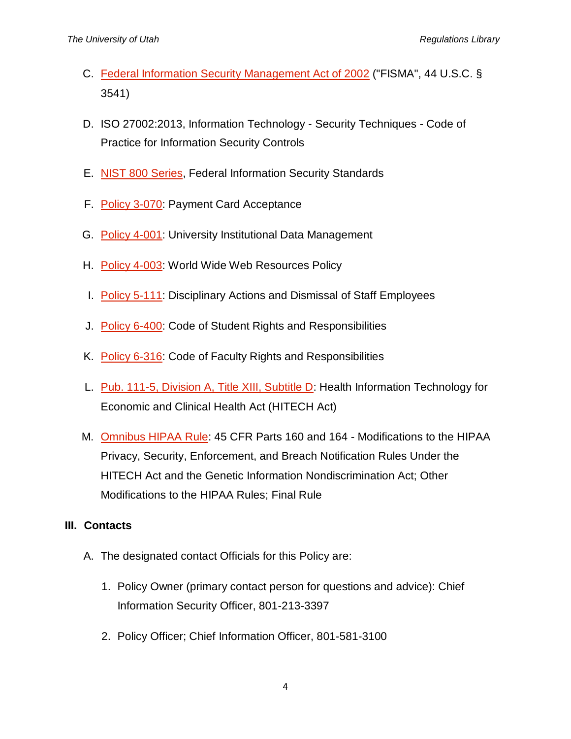C. Federal Information Security Management Act of 2002 ("FISMA", 44 U.S.C. § 3541)

D. ISO 27002:2013, Information Technology - Security Techniques - Code of Practice for Information Security Controls

E. NIST 800 Series, Federal Information Security Standards

F. Policy 3-070: Payment Card Acceptance

G. Policy 4-001: University Institutional Data Management

H. Policy 4-003: World Wide Web Resources Policy

I. Policy 5-111: Disciplinary Actions and Dismissal of Staff Employees

J. Policy 6-400: Code of Student Rights and Responsibilities

K. Policy 6-316: Code of Faculty Rights and Responsibilities

L. Pub. 111-5, Division A, Title XIII, Subtitle D: Health Information Technology for Economic and Clinical Health Act (HITECH Act)

M. Omnibus HIPAA Rule: 45 CFR Parts 160 and 164 - Modifications to the HIPAA Privacy, Security, Enforcement, and Breach Notification Rules Under the HITECH Act and the Genetic Information Nondiscrimination Act; Other Modifications to the HIPAA Rules; Final Rule

## III. Contacts

A. The designated contact Officials for this Policy are:

1. Policy Owner (primary contact person for questions and advice): Chief Information Security Officer, 801-213-3397

2. Policy Officer; Chief Information Officer, 801-581-3100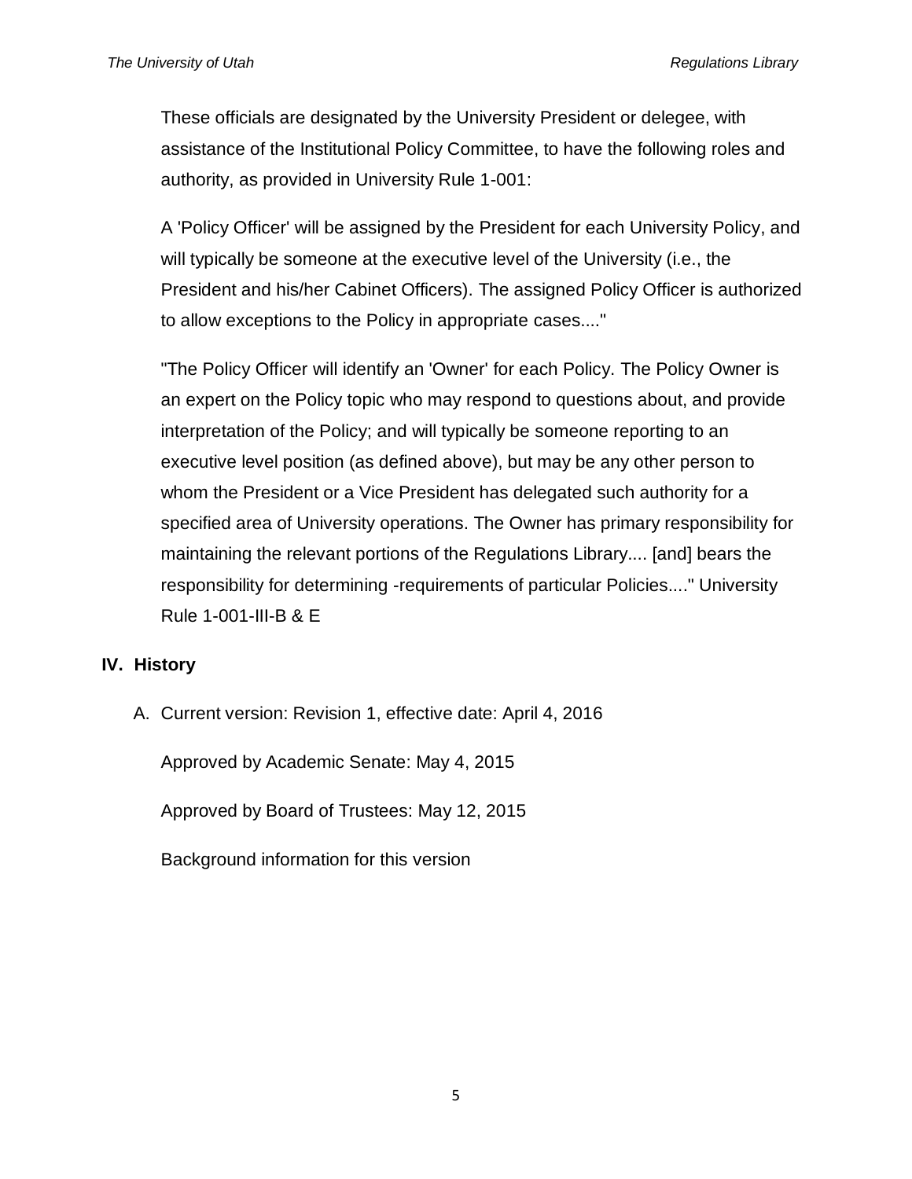These officials are designated by the University President or delegee, with assistance of the Institutional Policy Committee, to have the following roles and authority, as provided in University Rule 1-001:

A 'Policy Officer' will be assigned by the President for each University Policy, and will typically be someone at the executive level of the University (i.e., the President and his/her Cabinet Officers). The assigned Policy Officer is authorized to allow exceptions to the Policy in appropriate cases...."

"The Policy Officer will identify an 'Owner' for each Policy. The Policy Owner is an expert on the Policy topic who may respond to questions about, and provide interpretation of the Policy; and will typically be someone reporting to an executive level position (as defined above), but may be any other person to whom the President or a Vice President has delegated such authority for a specified area of University operations. The Owner has primary responsibility for maintaining the relevant portions of the Regulations Library.... [and] bears the responsibility for determining -requirements of particular Policies...." University Rule 1-001-III-B & E

## IV. History

A. Current version: Revision 1, effective date: April 4, 2016

Approved by Academic Senate: May 4, 2015

Approved by Board of Trustees: May 12, 2015

Background information for this version